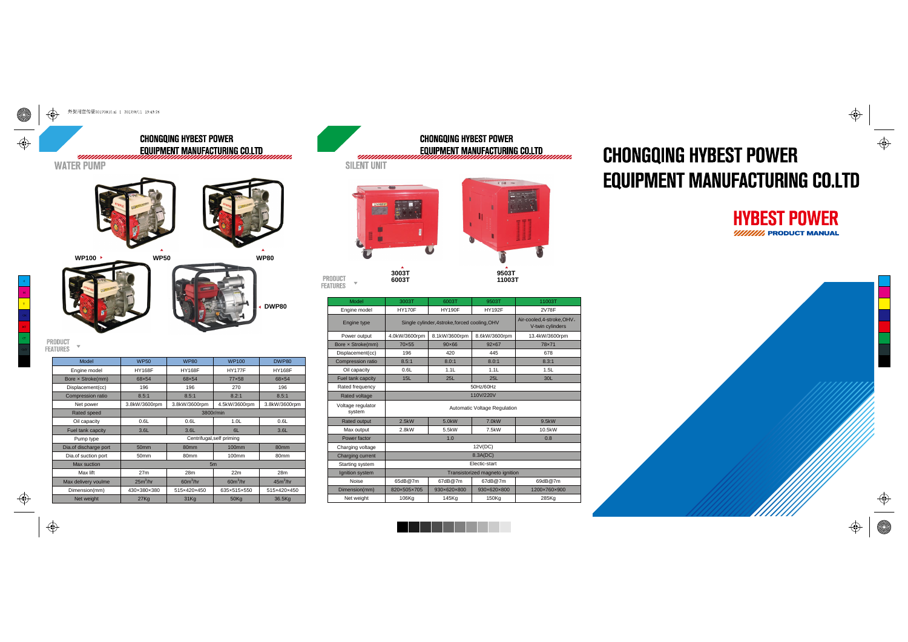## CHONGQING HYBEST POWER EQUIPMENT MANUFACTURING CO.LTD

### WATER PUMP

WP100 WP50 WP80

DWP80

PRODUCT FEATURES

| Model | WP50 | WP80 | WP100 | DWP80 |
|---|---|---|---|---|
| Engine model | HY168F | HY168F | HY177F | HY168F |
| Bore × Stroke(mm) | 68×54 | 68×54 | 77×58 | 68×54 |
| Displacement(cc) | 196 | 196 | 270 | 196 |
| Compression ratio | 8.5:1 | 8.5:1 | 8.2:1 | 8.5:1 |
| Net power | 3.8kW/3600rpm | 3.8kW/3600rpm | 4.5kW/3600rpm | 3.8kW/3600rpm |
| Rated speed | 3800r/min | | | |
| Oil capacity | 0.6L | 0.6L | 1.0L | 0.6L |
| Fuel tank capacity | 3.6L | 3.6L | 6L | 3.6L |
| Pump type | Centrifugal,self priming | | | |
| Dia.of discharge port | 50mm | 80mm | 100mm | 80mm |
| Dia.of suction port | 50mm | 80mm | 100mm | 80mm |
| Max suction | 5m | | | |
| Max lift | 27m | 28m | 22m | 28m |
| Max delivery voulme | $25m^3/hr$ | $60m^3/hr$ | $60m^3/hr$ | $45m^3/hr$ |
| Dimension(mm) | 430×380×380 | 515×420×450 | 635×515×550 | 515×420×450 |
| Net weight | 27Kg | 31Kg | 50Kg | 36.5Kg |

## CHONGQING HYBEST POWER EQUIPMENT MANUFACTURING CO.LTD

### SILENT UNIT

3003T 6003T

9503T 11003T

PRODUCT FEATURES

| Model | 3003T | 6003T | 9503T | 11003T |
|---|---|---|---|---|
| Engine model | HY170F | HY190F | HY192F | 2V78F |
| Engine type | Single cylinder,4stroke,forced cooling,OHV | | | Air-cooled,4-stroke,OHV、V-twin cylinders |
| Power output | 4.0kW/3600rpm | 8.1kW/3600rpm | 8.6kW/3600rpm | 13.4kW/3600rpm |
| Bore × Stroke(mm) | 70×55 | 90×66 | 92×67 | 78×71 |
| Displacement(cc) | 196 | 420 | 445 | 678 |
| Compression ratio | 8.5:1 | 8.0:1 | 8.0:1 | 8.3:1 |
| Oil capacity | 0.6L | 1.1L | 1.1L | 1.5L |
| Fuel tank capcity | 15L | 25L | 25L | 30L |
| Rated frequency | 50Hz/60Hz | | | |
| Rated voltage | 110V/220V | | | |
| Voltage regulator system | Automatic Voltage Regulation | | | |
| Rated output | 2.5kW | 5.0kW | 7.0kW | 9.5kW |
| Max output | 2.8kW | 5.5kW | 7.5kW | 10.5kW |
| Power factor | 1.0 | | | 0.8 |
| Charging voltage | 12V(DC) | | | |
| Charging current | 8.3A(DC) | | | |
| Starting system | Electic-start | | | |
| Ignition system | Transistorized magneto ignition | | | |
| Noise | 65dB@7m | 67dB@7m | 67dB@7m | 69dB@7m |
| Dimension(mm) | 820×505×705 | 930×620×800 | 930×620×800 | 1200×760×900 |
| Net weight | 106Kg | 145Kg | 150Kg | 285Kg |

# CHONGQING HYBEST POWER EQUIPMENT MANUFACTURING CO.LTD

## HYBEST POWER

PRODUCT MANUAL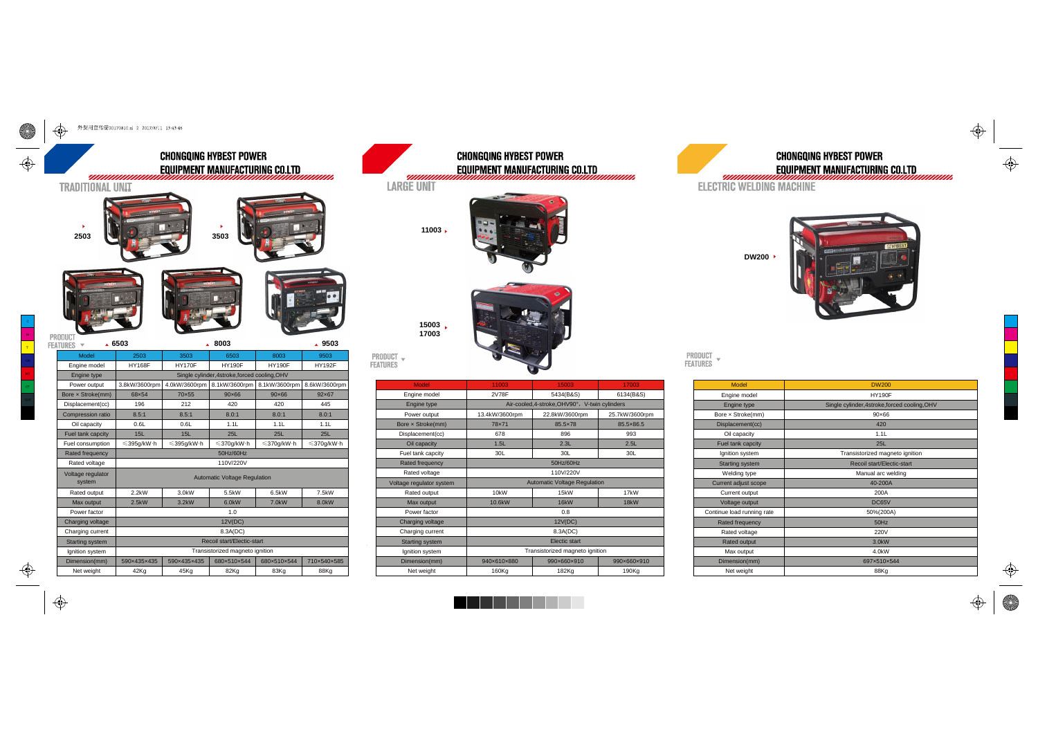# CHONGQING HYBEST POWER EQUIPMENT MANUFACTURING CO.LTD

## TRADITIONAL UNIT

2503

3503

6503

8003

9503

PRODUCT FEATURES

| Model | 2503 | 3503 | 6503 | 8003 | 9503 |
|---|---|---|---|---|---|
| Engine model | HY168F | HY170F | HY190F | HY190F | HY192F |
| Engine type | Single cylinder,4stroke,forced cooling,OHV | | | | |
| Power output | 3.8kW/3600rpm | 4.0kW/3600rpm | 8.1kW/3600rpm | 8.1kW/3600rpm | 8.6kW/3600rpm |
| Bore × Stroke(mm) | 68×54 | 70×55 | 90×66 | 90×66 | 92×67 |
| Displacement(cc) | 196 | 212 | 420 | 420 | 445 |
| Compression ratio | 8.5:1 | 8.5:1 | 8.0:1 | 8.0:1 | 8.0:1 |
| Oil capacity | 0.6L | 0.6L | 1.1L | 1.1L | 1.1L |
| Fuel tank capcity | 15L | 15L | 25L | 25L | 25L |
| Fuel consumption | ≤395g/kW·h | ≤395g/kW·h | ≤370g/kW·h | ≤370g/kW·h | ≤370g/kW·h |
| Rated frequency | 50Hz/60Hz | | | | |
| Rated voltage | 110V/220V | | | | |
| Voltage regulator system | Automatic Voltage Regulation | | | | |
| Rated output | 2.2kW | 3.0kW | 5.5kW | 6.5kW | 7.5kW |
| Max output | 2.5kW | 3.2kW | 6.0kW | 7.0kW | 8.0kW |
| Power factor | 1.0 | | | | |
| Charging voltage | 12V(DC) | | | | |
| Charging current | 8.3A(DC) | | | | |
| Starting system | Recoil start/Electic-start | | | | |
| Ignition system | Transistorized magneto ignition | | | | |
| Dimension(mm) | 590×435×435 | 590×435×435 | 680×510×544 | 680×510×544 | 710×540×585 |
| Net weight | 42Kg | 45Kg | 82Kg | 83Kg | 88Kg |

# CHONGQING HYBEST POWER EQUIPMENT MANUFACTURING CO.LTD

## LARGE UNIT

11003

15003

17003

PRODUCT FEATURES

| Model | 11003 | 15003 | 17003 |
|---|---|---|---|
| Engine model | 2V78F | 5434(B&S) | 6134(B&S) |
| Engine type | Air-cooled,4-stroke,OHV90°, V-twin cylinders | | |
| Power output | 13.4kW/3600rpm | 22.8kW/3600rpm | 25.7kW/3600rpm |
| Bore × Stroke(mm) | 78×71 | 85.5×78 | 85.5×86.5 |
| Displacement(cc) | 678 | 896 | 993 |
| Oil capacity | 1.5L | 2.3L | 2.5L |
| Fuel tank capacity | 30L | 30L | 30L |
| Rated frequency | 50Hz/60Hz | | |
| Rated voltage | 110V/220V | | |
| Voltage regulator system | Automatic Voltage Regulation | | |
| Rated output | 10kW | 15kW | 17kW |
| Max output | 10.6kW | 16kW | 18kW |
| Power factor | 0.8 | | |
| Charging voltage | 12V(DC) | | |
| Charging current | 8.3A(DC) | | |
| Starting system | Electic start | | |
| Ignition system | Transistorized magneto ignition | | |
| Dimension(mm) | 940×610×880 | 990×660×910 | 990×660×910 |
| Net weight | 160Kg | 182Kg | 190Kg |

# CHONGQING HYBEST POWER EQUIPMENT MANUFACTURING CO.LTD

## ELECTRIC WELDING MACHINE

DW200

PRODUCT FEATURES

| Model | DW200 |
|---|---|
| Engine model | HY190F |
| Engine type | Single cylinder,4stroke,forced cooling,OHV |
| Bore × Stroke(mm) | 90×66 |
| Displacement(cc) | 420 |
| Oil capacity | 1.1L |
| Fuel tank capacity | 25L |
| Ignition system | Transistorized magneto ignition |
| Starting system | Recoil start/Electic-start |
| Welding type | Manual arc welding |
| Current adjust scope | 40-200A |
| Current output | 200A |
| Voltage output | DC65V |
| Continue load running rate | 50%(200A) |
| Rated frequency | 50Hz |
| Rated voltage | 220V |
| Rated output | 3.0kW |
| Max output | 4.0kW |
| Dimension(mm) | 697×510×544 |
| Net weight | 88Kg |